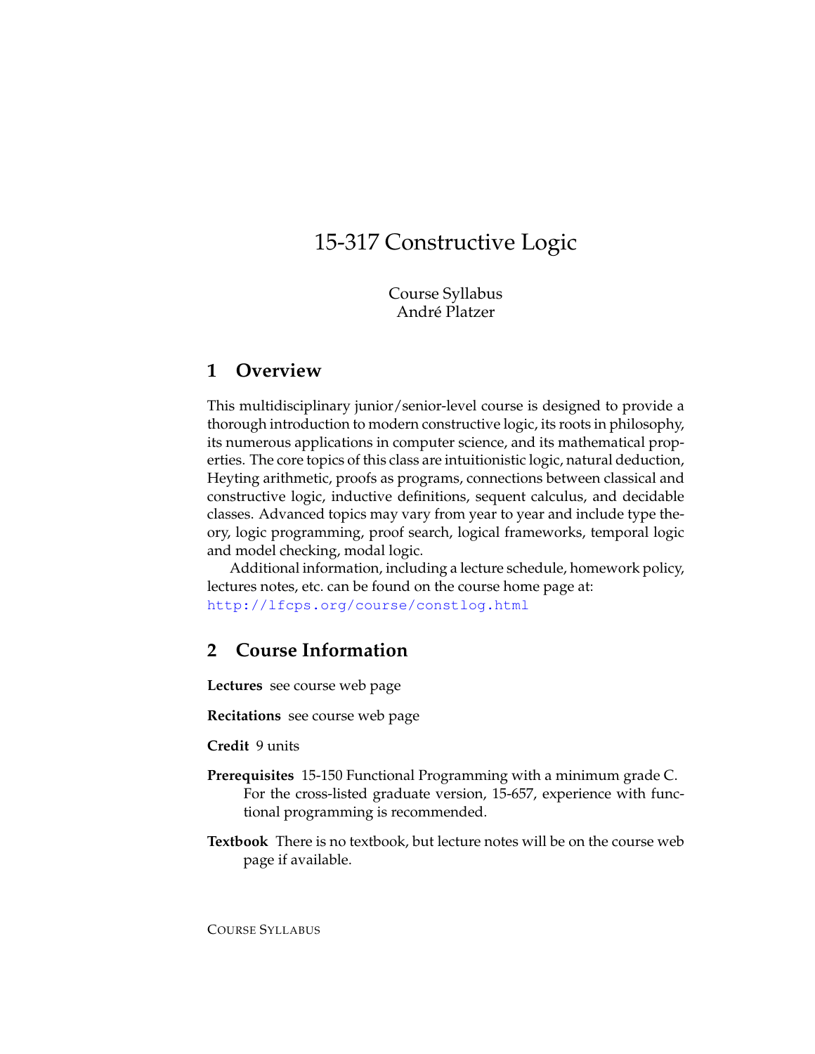# 15-317 Constructive Logic

Course Syllabus
André Platzer

## 1 Overview

This multidisciplinary junior/senior-level course is designed to provide a thorough introduction to modern constructive logic, its roots in philosophy, its numerous applications in computer science, and its mathematical properties. The core topics of this class are intuitionistic logic, natural deduction, Heyting arithmetic, proofs as programs, connections between classical and constructive logic, inductive definitions, sequent calculus, and decidable classes. Advanced topics may vary from year to year and include type theory, logic programming, proof search, logical frameworks, temporal logic and model checking, modal logic.

Additional information, including a lecture schedule, homework policy, lectures notes, etc. can be found on the course home page at:
http://lfcps.org/course/constlog.html

## 2 Course Information

**Lectures** see course web page

**Recitations** see course web page

**Credit** 9 units

**Prerequisites** 15-150 Functional Programming with a minimum grade C. For the cross-listed graduate version, 15-657, experience with functional programming is recommended.

**Textbook** There is no textbook, but lecture notes will be on the course web page if available.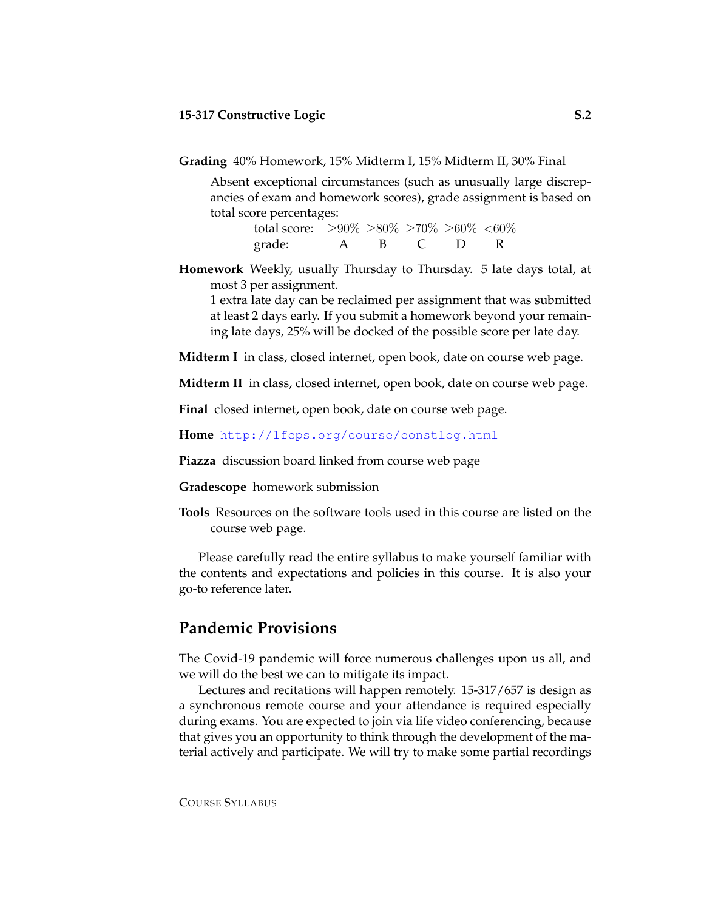**Grading** 40% Homework, 15% Midterm I, 15% Midterm II, 30% Final

Absent exceptional circumstances (such as unusually large discrepancies of exam and homework scores), grade assignment is based on total score percentages:

| total score: | ≥90% | ≥80% | ≥70% | ≥60% | <60% |
|---|---|---|---|---|---|
| grade: | A | B | C | D | R |

**Homework** Weekly, usually Thursday to Thursday. 5 late days total, at most 3 per assignment.
1 extra late day can be reclaimed per assignment that was submitted at least 2 days early. If you submit a homework beyond your remaining late days, 25% will be docked of the possible score per late day.

**Midterm I** in class, closed internet, open book, date on course web page.

**Midterm II** in class, closed internet, open book, date on course web page.

**Final** closed internet, open book, date on course web page.

**Home** http://lfcps.org/course/constlog.html

**Piazza** discussion board linked from course web page

**Gradescope** homework submission

**Tools** Resources on the software tools used in this course are listed on the course web page.

Please carefully read the entire syllabus to make yourself familiar with the contents and expectations and policies in this course. It is also your go-to reference later.

## Pandemic Provisions

The Covid-19 pandemic will force numerous challenges upon us all, and we will do the best we can to mitigate its impact.

Lectures and recitations will happen remotely. 15-317/657 is design as a synchronous remote course and your attendance is required especially during exams. You are expected to join via life video conferencing, because that gives you an opportunity to think through the development of the material actively and participate. We will try to make some partial recordings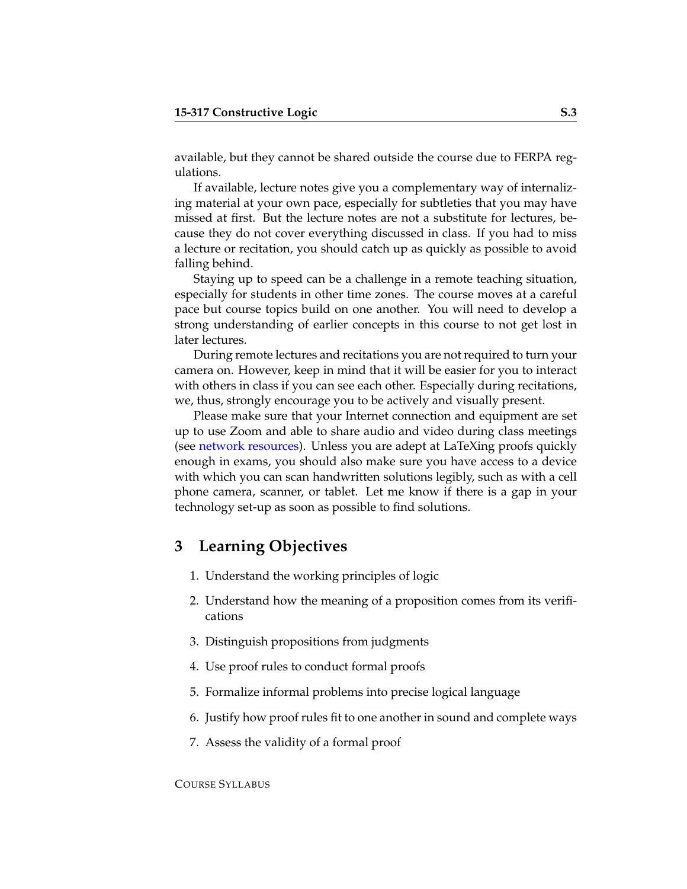available, but they cannot be shared outside the course due to FERPA regulations.

If available, lecture notes give you a complementary way of internalizing material at your own pace, especially for subtleties that you may have missed at first. But the lecture notes are not a substitute for lectures, because they do not cover everything discussed in class. If you had to miss a lecture or recitation, you should catch up as quickly as possible to avoid falling behind.

Staying up to speed can be a challenge in a remote teaching situation, especially for students in other time zones. The course moves at a careful pace but course topics build on one another. You will need to develop a strong understanding of earlier concepts in this course to not get lost in later lectures.

During remote lectures and recitations you are not required to turn your camera on. However, keep in mind that it will be easier for you to interact with others in class if you can see each other. Especially during recitations, we, thus, strongly encourage you to be actively and visually present.

Please make sure that your Internet connection and equipment are set up to use Zoom and able to share audio and video during class meetings (see network resources). Unless you are adept at LaTeXing proofs quickly enough in exams, you should also make sure you have access to a device with which you can scan handwritten solutions legibly, such as with a cell phone camera, scanner, or tablet. Let me know if there is a gap in your technology set-up as soon as possible to find solutions.

## 3 Learning Objectives

1. Understand the working principles of logic
2. Understand how the meaning of a proposition comes from its verifications
3. Distinguish propositions from judgments
4. Use proof rules to conduct formal proofs
5. Formalize informal problems into precise logical language
6. Justify how proof rules fit to one another in sound and complete ways
7. Assess the validity of a formal proof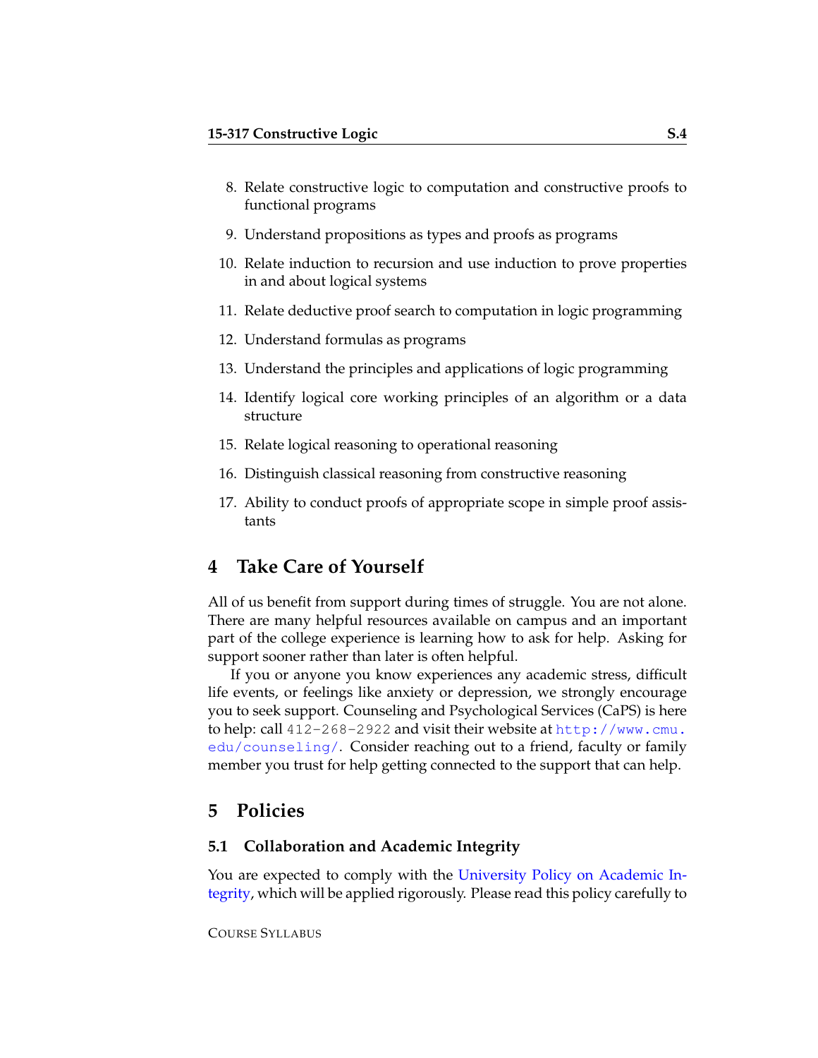8. Relate constructive logic to computation and constructive proofs to functional programs
9. Understand propositions as types and proofs as programs
10. Relate induction to recursion and use induction to prove properties in and about logical systems
11. Relate deductive proof search to computation in logic programming
12. Understand formulas as programs
13. Understand the principles and applications of logic programming
14. Identify logical core working principles of an algorithm or a data structure
15. Relate logical reasoning to operational reasoning
16. Distinguish classical reasoning from constructive reasoning
17. Ability to conduct proofs of appropriate scope in simple proof assistants

## 4 Take Care of Yourself

All of us benefit from support during times of struggle. You are not alone. There are many helpful resources available on campus and an important part of the college experience is learning how to ask for help. Asking for support sooner rather than later is often helpful.

If you or anyone you know experiences any academic stress, difficult life events, or feelings like anxiety or depression, we strongly encourage you to seek support. Counseling and Psychological Services (CaPS) is here to help: call `412-268-2922` and visit their website at `http://www.cmu.edu/counseling/`. Consider reaching out to a friend, faculty or family member you trust for help getting connected to the support that can help.

## 5 Policies

### 5.1 Collaboration and Academic Integrity

You are expected to comply with the University Policy on Academic Integrity, which will be applied rigorously. Please read this policy carefully to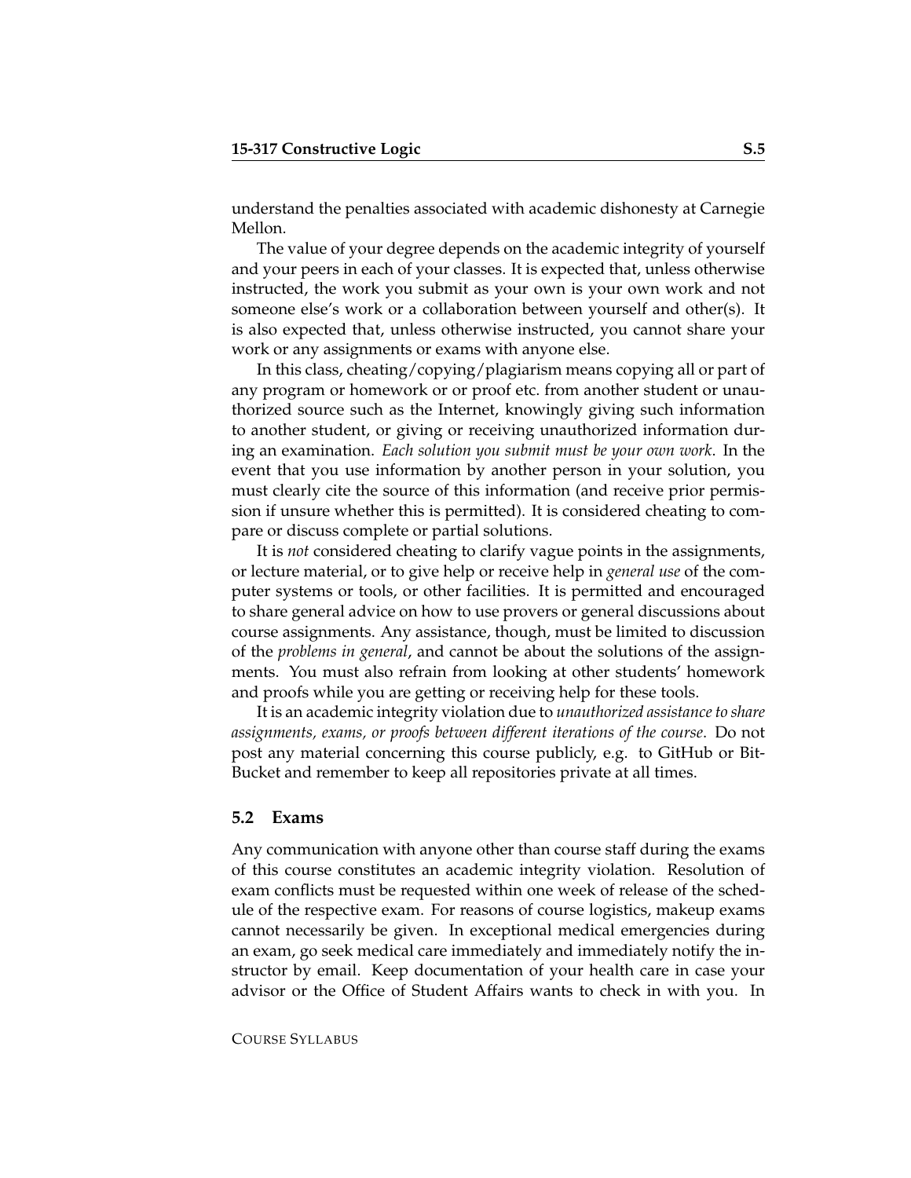understand the penalties associated with academic dishonesty at Carnegie Mellon.

The value of your degree depends on the academic integrity of yourself and your peers in each of your classes. It is expected that, unless otherwise instructed, the work you submit as your own is your own work and not someone else's work or a collaboration between yourself and other(s). It is also expected that, unless otherwise instructed, you cannot share your work or any assignments or exams with anyone else.

In this class, cheating/copying/plagiarism means copying all or part of any program or homework or or proof etc. from another student or unauthorized source such as the Internet, knowingly giving such information to another student, or giving or receiving unauthorized information during an examination. *Each solution you submit must be your own work.* In the event that you use information by another person in your solution, you must clearly cite the source of this information (and receive prior permission if unsure whether this is permitted). It is considered cheating to compare or discuss complete or partial solutions.

It is *not* considered cheating to clarify vague points in the assignments, or lecture material, or to give help or receive help in *general use* of the computer systems or tools, or other facilities. It is permitted and encouraged to share general advice on how to use provers or general discussions about course assignments. Any assistance, though, must be limited to discussion of the *problems in general*, and cannot be about the solutions of the assignments. You must also refrain from looking at other students' homework and proofs while you are getting or receiving help for these tools.

It is an academic integrity violation due to *unauthorized assistance to share assignments, exams, or proofs between different iterations of the course*. Do not post any material concerning this course publicly, e.g. to GitHub or BitBucket and remember to keep all repositories private at all times.

### 5.2 Exams

Any communication with anyone other than course staff during the exams of this course constitutes an academic integrity violation. Resolution of exam conflicts must be requested within one week of release of the schedule of the respective exam. For reasons of course logistics, makeup exams cannot necessarily be given. In exceptional medical emergencies during an exam, go seek medical care immediately and immediately notify the instructor by email. Keep documentation of your health care in case your advisor or the Office of Student Affairs wants to check in with you. In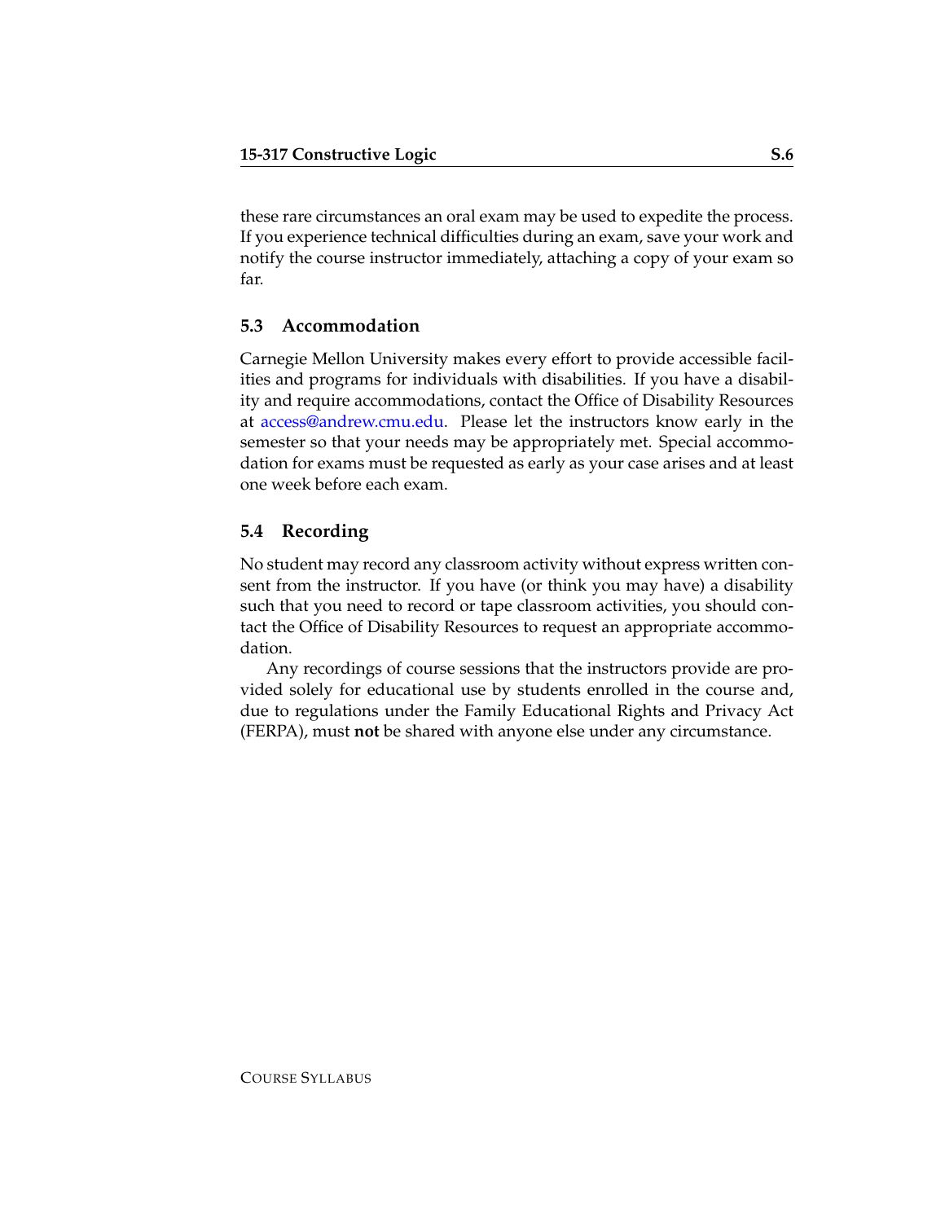these rare circumstances an oral exam may be used to expedite the process. If you experience technical difficulties during an exam, save your work and notify the course instructor immediately, attaching a copy of your exam so far.

### 5.3 Accommodation

Carnegie Mellon University makes every effort to provide accessible facilities and programs for individuals with disabilities. If you have a disability and require accommodations, contact the Office of Disability Resources at access@andrew.cmu.edu. Please let the instructors know early in the semester so that your needs may be appropriately met. Special accommodation for exams must be requested as early as your case arises and at least one week before each exam.

### 5.4 Recording

No student may record any classroom activity without express written consent from the instructor. If you have (or think you may have) a disability such that you need to record or tape classroom activities, you should contact the Office of Disability Resources to request an appropriate accommodation.

Any recordings of course sessions that the instructors provide are provided solely for educational use by students enrolled in the course and, due to regulations under the Family Educational Rights and Privacy Act (FERPA), must **not** be shared with anyone else under any circumstance.